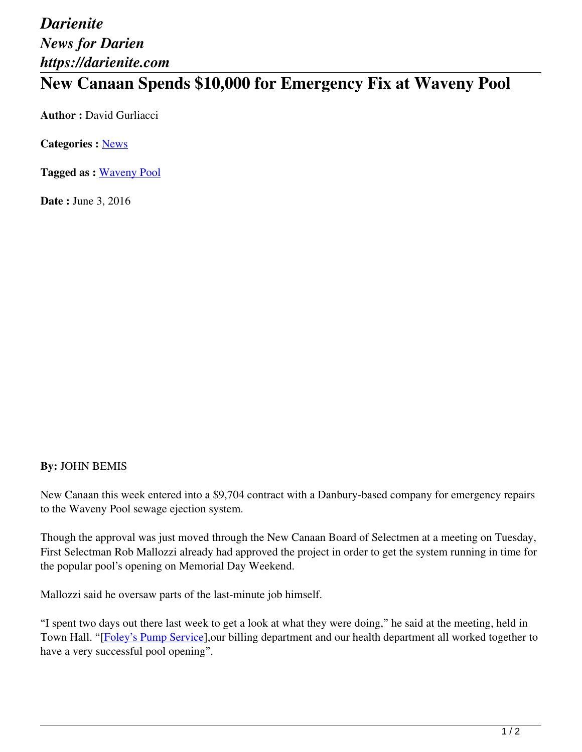*Darienite*
*News for Darien*
*https://darienite.com*

# New Canaan Spends $10,000 for Emergency Fix at Waveny Pool

**Author :** David Gurliacci

**Categories :** News

**Tagged as :** Waveny Pool

**Date :** June 3, 2016

**By:** JOHN BEMIS

New Canaan this week entered into a $9,704 contract with a Danbury-based company for emergency repairs to the Waveny Pool sewage ejection system.

Though the approval was just moved through the New Canaan Board of Selectmen at a meeting on Tuesday, First Selectman Rob Mallozzi already had approved the project in order to get the system running in time for the popular pool's opening on Memorial Day Weekend.

Mallozzi said he oversaw parts of the last-minute job himself.

"I spent two days out there last week to get a look at what they were doing," he said at the meeting, held in Town Hall. "[Foley's Pump Service],our billing department and our health department all worked together to have a very successful pool opening".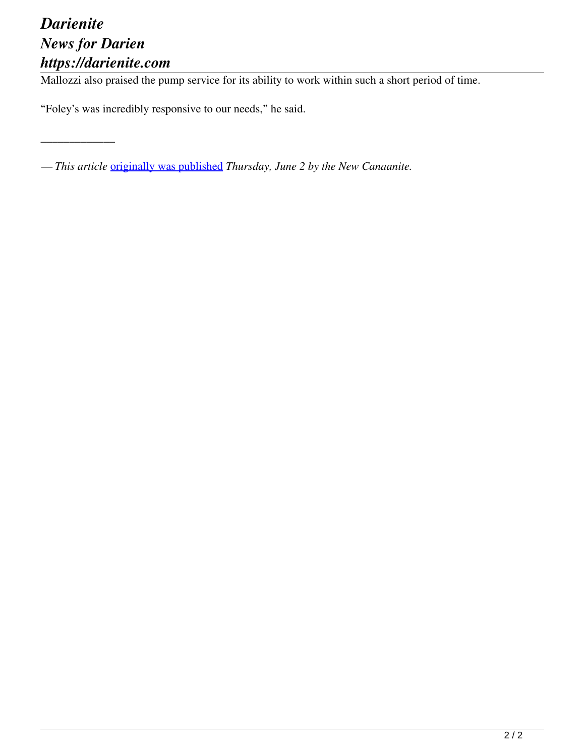Mallozzi also praised the pump service for its ability to work within such a short period of time.

"Foley's was incredibly responsive to our needs," he said.

————

*— This article* [originally was published](#) *Thursday, June 2 by the New Canaanite.*